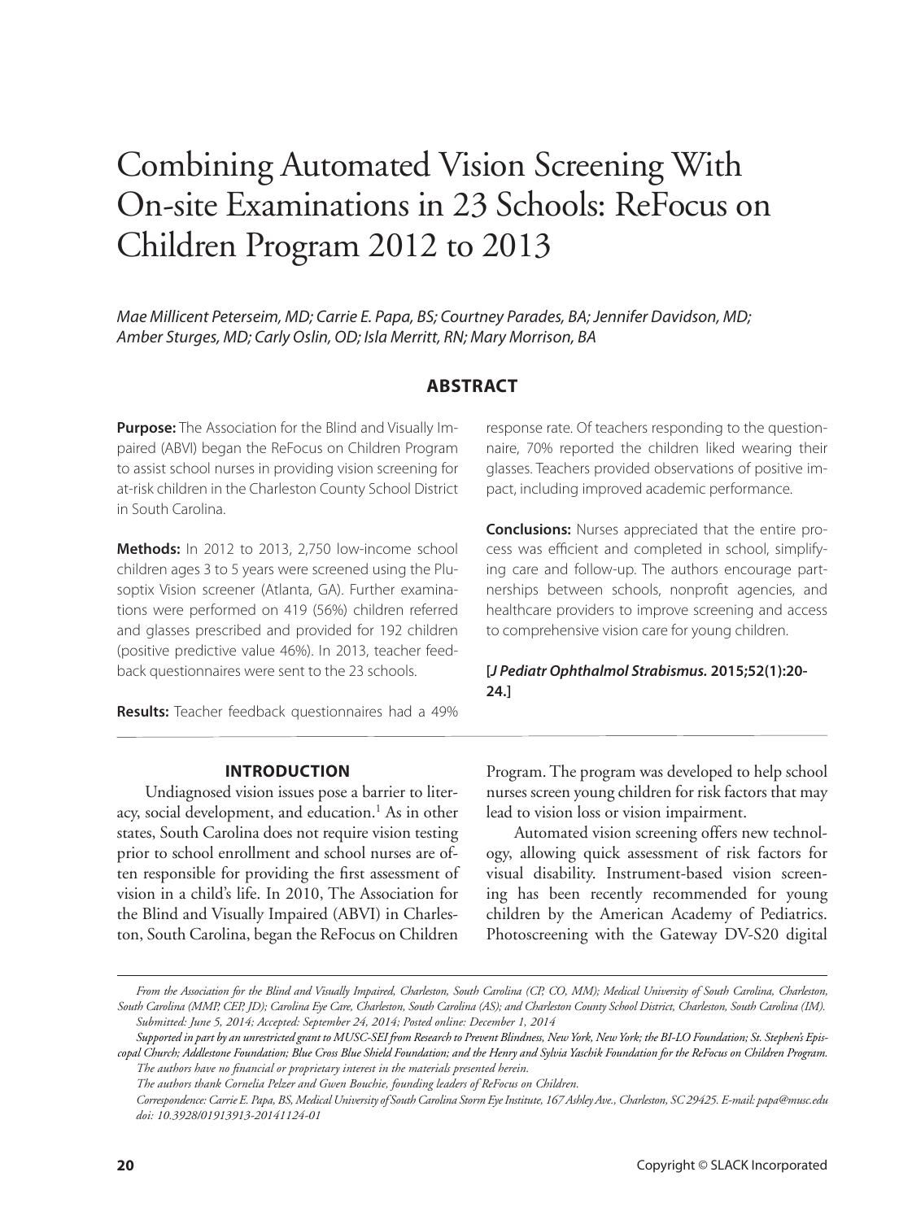# Combining Automated Vision Screening With On-site Examinations in 23 Schools: ReFocus on Children Program 2012 to 2013

*Mae Millicent Peterseim, MD; Carrie E. Papa, BS; Courtney Parades, BA; Jennifer Davidson, MD; Amber Sturges, MD; Carly Oslin, OD; Isla Merritt, RN; Mary Morrison, BA*

## ABSTRACT

**Purpose:** The Association for the Blind and Visually Impaired (ABVI) began the ReFocus on Children Program to assist school nurses in providing vision screening for at-risk children in the Charleston County School District in South Carolina.

**Methods:** In 2012 to 2013, 2,750 low-income school children ages 3 to 5 years were screened using the Plusoptix Vision screener (Atlanta, GA). Further examinations were performed on 419 (56%) children referred and glasses prescribed and provided for 192 children (positive predictive value 46%). In 2013, teacher feedback questionnaires were sent to the 23 schools.

**Results:** Teacher feedback questionnaires had a 49% response rate. Of teachers responding to the questionnaire, 70% reported the children liked wearing their glasses. Teachers provided observations of positive impact, including improved academic performance.

**Conclusions:** Nurses appreciated that the entire process was efficient and completed in school, simplifying care and follow-up. The authors encourage partnerships between schools, nonprofit agencies, and healthcare providers to improve screening and access to comprehensive vision care for young children.

**[*J Pediatr Ophthalmol Strabismus.* 2015;52(1):20-24.]**

## INTRODUCTION

Undiagnosed vision issues pose a barrier to literacy, social development, and education.[1] As in other states, South Carolina does not require vision testing prior to school enrollment and school nurses are often responsible for providing the first assessment of vision in a child's life. In 2010, The Association for the Blind and Visually Impaired (ABVI) in Charleston, South Carolina, began the ReFocus on Children Program. The program was developed to help school nurses screen young children for risk factors that may lead to vision loss or vision impairment.

Automated vision screening offers new technology, allowing quick assessment of risk factors for visual disability. Instrument-based vision screening has been recently recommended for young children by the American Academy of Pediatrics. Photoscreening with the Gateway DV-S20 digital

---

*From the Association for the Blind and Visually Impaired, Charleston, South Carolina (CP, CO, MM); Medical University of South Carolina, Charleston, South Carolina (MMP, CEP, JD); Carolina Eye Care, Charleston, South Carolina (AS); and Charleston County School District, Charleston, South Carolina (IM).*

*Submitted: June 5, 2014; Accepted: September 24, 2014; Posted online: December 1, 2014*

*Supported in part by an unrestricted grant to MUSC-SEI from Research to Prevent Blindness, New York, New York; the BI-LO Foundation; St. Stephen's Episcopal Church; Addlestone Foundation; Blue Cross Blue Shield Foundation; and the Henry and Sylvia Yaschik Foundation for the ReFocus on Children Program.*

*The authors have no financial or proprietary interest in the materials presented herein.*

*The authors thank Cornelia Pelzer and Gwen Bouchie, founding leaders of ReFocus on Children.*

*Correspondence: Carrie E. Papa, BS, Medical University of South Carolina Storm Eye Institute, 167 Ashley Ave., Charleston, SC 29425. E-mail: papa@musc.edu*

*doi: 10.3928/01913913-20141124-01*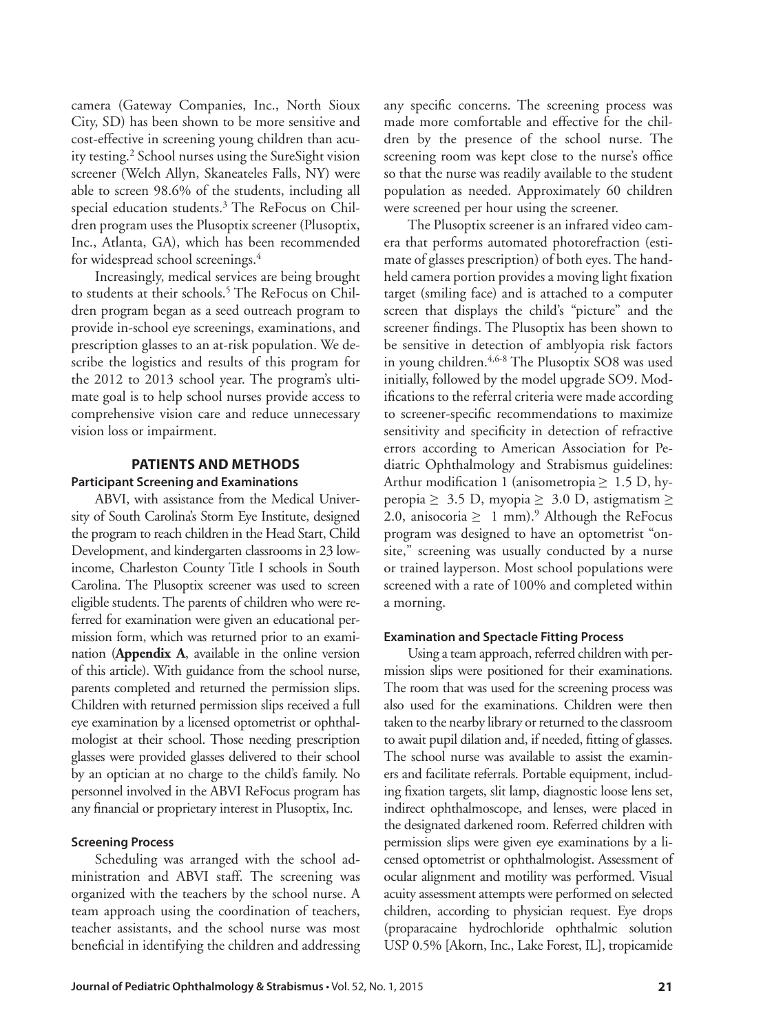camera (Gateway Companies, Inc., North Sioux City, SD) has been shown to be more sensitive and cost-effective in screening young children than acuity testing.[2] School nurses using the SureSight vision screener (Welch Allyn, Skaneateles Falls, NY) were able to screen 98.6% of the students, including all special education students.[3] The ReFocus on Children program uses the Plusoptix screener (Plusoptix, Inc., Atlanta, GA), which has been recommended for widespread school screenings.[4]

Increasingly, medical services are being brought to students at their schools.[5] The ReFocus on Children program began as a seed outreach program to provide in-school eye screenings, examinations, and prescription glasses to an at-risk population. We describe the logistics and results of this program for the 2012 to 2013 school year. The program's ultimate goal is to help school nurses provide access to comprehensive vision care and reduce unnecessary vision loss or impairment.

## PATIENTS AND METHODS

### Participant Screening and Examinations

ABVI, with assistance from the Medical University of South Carolina's Storm Eye Institute, designed the program to reach children in the Head Start, Child Development, and kindergarten classrooms in 23 low-income, Charleston County Title I schools in South Carolina. The Plusoptix screener was used to screen eligible students. The parents of children who were referred for examination were given an educational permission form, which was returned prior to an examination (**Appendix A**, available in the online version of this article). With guidance from the school nurse, parents completed and returned the permission slips. Children with returned permission slips received a full eye examination by a licensed optometrist or ophthalmologist at their school. Those needing prescription glasses were provided glasses delivered to their school by an optician at no charge to the child's family. No personnel involved in the ABVI ReFocus program has any financial or proprietary interest in Plusoptix, Inc.

### Screening Process

Scheduling was arranged with the school administration and ABVI staff. The screening was organized with the teachers by the school nurse. A team approach using the coordination of teachers, teacher assistants, and the school nurse was most beneficial in identifying the children and addressing any specific concerns. The screening process was made more comfortable and effective for the children by the presence of the school nurse. The screening room was kept close to the nurse's office so that the nurse was readily available to the student population as needed. Approximately 60 children were screened per hour using the screener.

The Plusoptix screener is an infrared video camera that performs automated photorefraction (estimate of glasses prescription) of both eyes. The handheld camera portion provides a moving light fixation target (smiling face) and is attached to a computer screen that displays the child's "picture" and the screener findings. The Plusoptix has been shown to be sensitive in detection of amblyopia risk factors in young children.[4,6-8] The Plusoptix SO8 was used initially, followed by the model upgrade SO9. Modifications to the referral criteria were made according to screener-specific recommendations to maximize sensitivity and specificity in detection of refractive errors according to American Association for Pediatric Ophthalmology and Strabismus guidelines: Arthur modification 1 (anisometropia $\geq$ 1.5 D, hyperopia $\geq$ 3.5 D, myopia $\geq$ 3.0 D, astigmatism $\geq$ 2.0, anisocoria $\geq$ 1 mm).[9] Although the ReFocus program was designed to have an optometrist "onsite," screening was usually conducted by a nurse or trained layperson. Most school populations were screened with a rate of 100% and completed within a morning.

### Examination and Spectacle Fitting Process

Using a team approach, referred children with permission slips were positioned for their examinations. The room that was used for the screening process was also used for the examinations. Children were then taken to the nearby library or returned to the classroom to await pupil dilation and, if needed, fitting of glasses. The school nurse was available to assist the examiners and facilitate referrals. Portable equipment, including fixation targets, slit lamp, diagnostic loose lens set, indirect ophthalmoscope, and lenses, were placed in the designated darkened room. Referred children with permission slips were given eye examinations by a licensed optometrist or ophthalmologist. Assessment of ocular alignment and motility was performed. Visual acuity assessment attempts were performed on selected children, according to physician request. Eye drops (proparacaine hydrochloride ophthalmic solution USP 0.5% [Akorn, Inc., Lake Forest, IL], tropicamide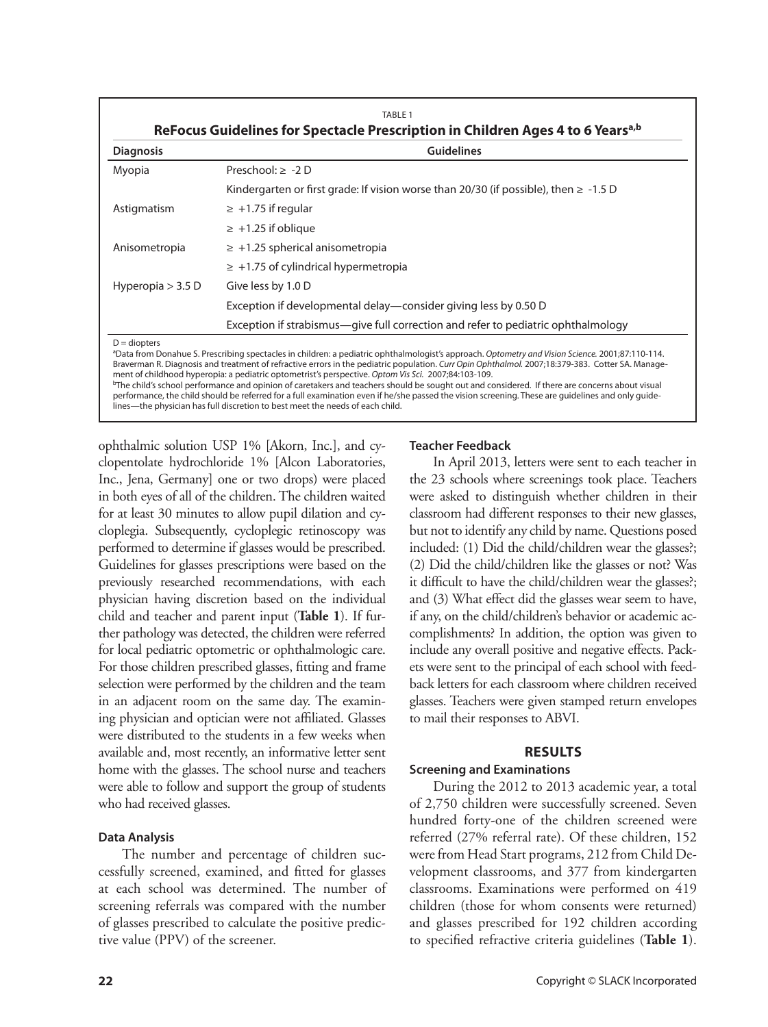TABLE 1

**ReFocus Guidelines for Spectacle Prescription in Children Ages 4 to 6 Years[a,b]**

| Diagnosis | Guidelines |
|---|---|
| Myopia | Preschool: ≥ -2 D |
| | Kindergarten or first grade: If vision worse than 20/30 (if possible), then ≥ -1.5 D |
| Astigmatism | ≥ +1.75 if regular |
| | ≥ +1.25 if oblique |
| Anisometropia | ≥ +1.25 spherical anisometropia |
| | ≥ +1.75 of cylindrical hypermetropia |
| Hyperopia > 3.5 D | Give less by 1.0 D |
| | Exception if developmental delay—consider giving less by 0.50 D |
| | Exception if strabismus—give full correction and refer to pediatric ophthalmology |

D = diopters

[a]Data from Donahue S. Prescribing spectacles in children: a pediatric ophthalmologist's approach. *Optometry and Vision Science.* 2001;87:110-114. Braverman R. Diagnosis and treatment of refractive errors in the pediatric population. *Curr Opin Ophthalmol.* 2007;18:379-383. Cotter SA. Management of childhood hyperopia: a pediatric optometrist's perspective. *Optom Vis Sci.* 2007;84:103-109.

[b]The child's school performance and opinion of caretakers and teachers should be sought out and considered. If there are concerns about visual performance, the child should be referred for a full examination even if he/she passed the vision screening. These are guidelines and only guidelines—the physician has full discretion to best meet the needs of each child.

ophthalmic solution USP 1% [Akorn, Inc.], and cyclopentolate hydrochloride 1% [Alcon Laboratories, Inc., Jena, Germany] one or two drops) were placed in both eyes of all of the children. The children waited for at least 30 minutes to allow pupil dilation and cycloplegia. Subsequently, cycloplegic retinoscopy was performed to determine if glasses would be prescribed. Guidelines for glasses prescriptions were based on the previously researched recommendations, with each physician having discretion based on the individual child and teacher and parent input (**Table 1**). If further pathology was detected, the children were referred for local pediatric optometric or ophthalmologic care. For those children prescribed glasses, fitting and frame selection were performed by the children and the team in an adjacent room on the same day. The examining physician and optician were not affiliated. Glasses were distributed to the students in a few weeks when available and, most recently, an informative letter sent home with the glasses. The school nurse and teachers were able to follow and support the group of students who had received glasses.

### Data Analysis

The number and percentage of children successfully screened, examined, and fitted for glasses at each school was determined. The number of screening referrals was compared with the number of glasses prescribed to calculate the positive predictive value (PPV) of the screener.

### Teacher Feedback

In April 2013, letters were sent to each teacher in the 23 schools where screenings took place. Teachers were asked to distinguish whether children in their classroom had different responses to their new glasses, but not to identify any child by name. Questions posed included: (1) Did the child/children wear the glasses?; (2) Did the child/children like the glasses or not? Was it difficult to have the child/children wear the glasses?; and (3) What effect did the glasses wear seem to have, if any, on the child/children's behavior or academic accomplishments? In addition, the option was given to include any overall positive and negative effects. Packets were sent to the principal of each school with feedback letters for each classroom where children received glasses. Teachers were given stamped return envelopes to mail their responses to ABVI.

## RESULTS

### Screening and Examinations

During the 2012 to 2013 academic year, a total of 2,750 children were successfully screened. Seven hundred forty-one of the children screened were referred (27% referral rate). Of these children, 152 were from Head Start programs, 212 from Child Development classrooms, and 377 from kindergarten classrooms. Examinations were performed on 419 children (those for whom consents were returned) and glasses prescribed for 192 children according to specified refractive criteria guidelines (**Table 1**).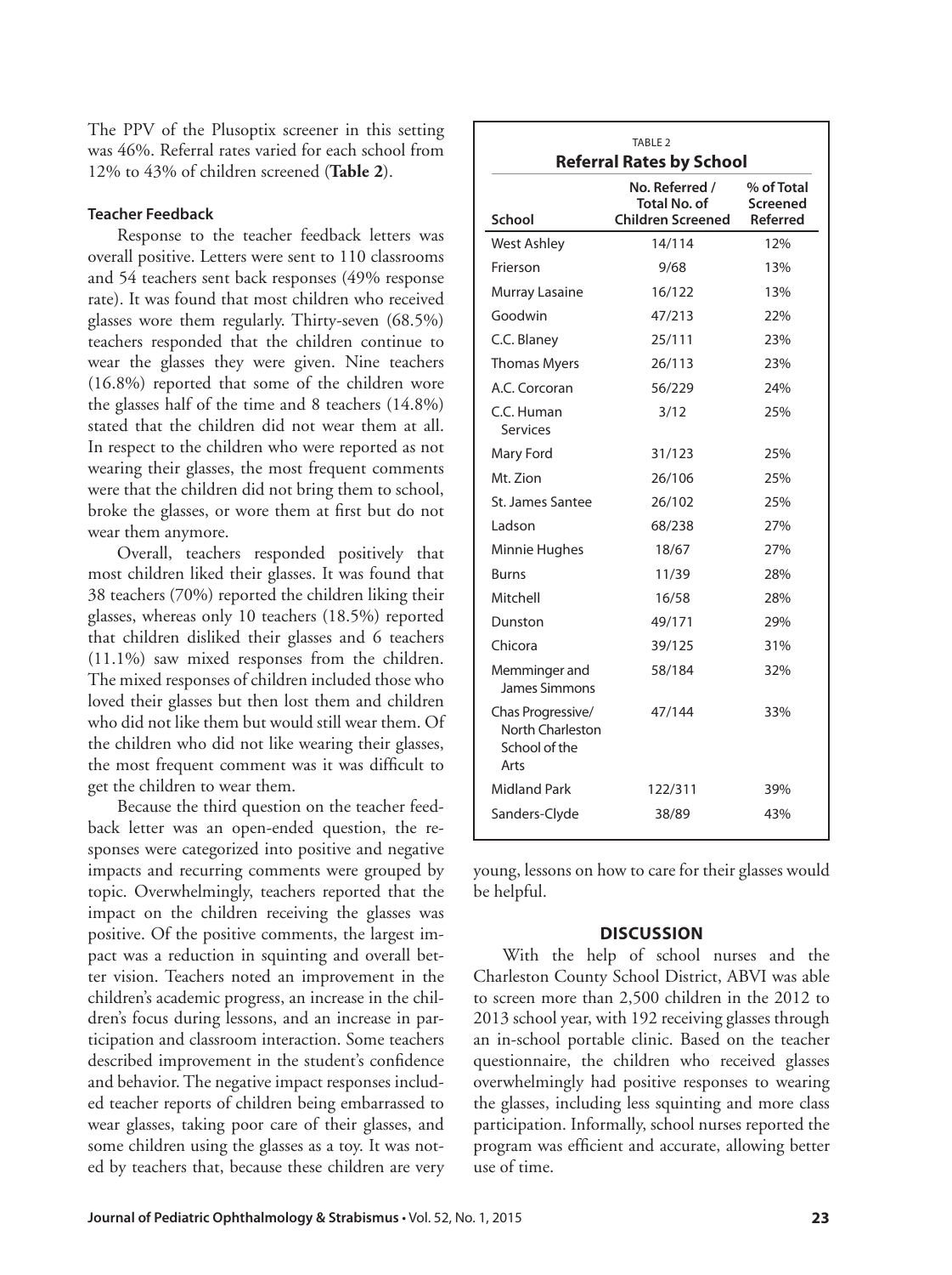The PPV of the Plusoptix screener in this setting was 46%. Referral rates varied for each school from 12% to 43% of children screened (**Table 2**).

### Teacher Feedback

Response to the teacher feedback letters was overall positive. Letters were sent to 110 classrooms and 54 teachers sent back responses (49% response rate). It was found that most children who received glasses wore them regularly. Thirty-seven (68.5%) teachers responded that the children continue to wear the glasses they were given. Nine teachers (16.8%) reported that some of the children wore the glasses half of the time and 8 teachers (14.8%) stated that the children did not wear them at all. In respect to the children who were reported as not wearing their glasses, the most frequent comments were that the children did not bring them to school, broke the glasses, or wore them at first but do not wear them anymore.

Overall, teachers responded positively that most children liked their glasses. It was found that 38 teachers (70%) reported the children liking their glasses, whereas only 10 teachers (18.5%) reported that children disliked their glasses and 6 teachers (11.1%) saw mixed responses from the children. The mixed responses of children included those who loved their glasses but then lost them and children who did not like them but would still wear them. Of the children who did not like wearing their glasses, the most frequent comment was it was difficult to get the children to wear them.

Because the third question on the teacher feedback letter was an open-ended question, the responses were categorized into positive and negative impacts and recurring comments were grouped by topic. Overwhelmingly, teachers reported that the impact on the children receiving the glasses was positive. Of the positive comments, the largest impact was a reduction in squinting and overall better vision. Teachers noted an improvement in the children's academic progress, an increase in the children's focus during lessons, and an increase in participation and classroom interaction. Some teachers described improvement in the student's confidence and behavior. The negative impact responses included teacher reports of children being embarrassed to wear glasses, taking poor care of their glasses, and some children using the glasses as a toy. It was noted by teachers that, because these children are very young, lessons on how to care for their glasses would be helpful.

TABLE 2

**Referral Rates by School**

| School | No. Referred / Total No. of Children Screened | % of Total Screened Referred |
|---|---|---|
| West Ashley | 14/114 | 12% |
| Frierson | 9/68 | 13% |
| Murray Lasaine | 16/122 | 13% |
| Goodwin | 47/213 | 22% |
| C.C. Blaney | 25/111 | 23% |
| Thomas Myers | 26/113 | 23% |
| A.C. Corcoran | 56/229 | 24% |
| C.C. Human Services | 3/12 | 25% |
| Mary Ford | 31/123 | 25% |
| Mt. Zion | 26/106 | 25% |
| St. James Santee | 26/102 | 25% |
| Ladson | 68/238 | 27% |
| Minnie Hughes | 18/67 | 27% |
| Burns | 11/39 | 28% |
| Mitchell | 16/58 | 28% |
| Dunston | 49/171 | 29% |
| Chicora | 39/125 | 31% |
| Memminger and James Simmons | 58/184 | 32% |
| Chas Progressive/ North Charleston School of the Arts | 47/144 | 33% |
| Midland Park | 122/311 | 39% |
| Sanders-Clyde | 38/89 | 43% |

## DISCUSSION

With the help of school nurses and the Charleston County School District, ABVI was able to screen more than 2,500 children in the 2012 to 2013 school year, with 192 receiving glasses through an in-school portable clinic. Based on the teacher questionnaire, the children who received glasses overwhelmingly had positive responses to wearing the glasses, including less squinting and more class participation. Informally, school nurses reported the program was efficient and accurate, allowing better use of time.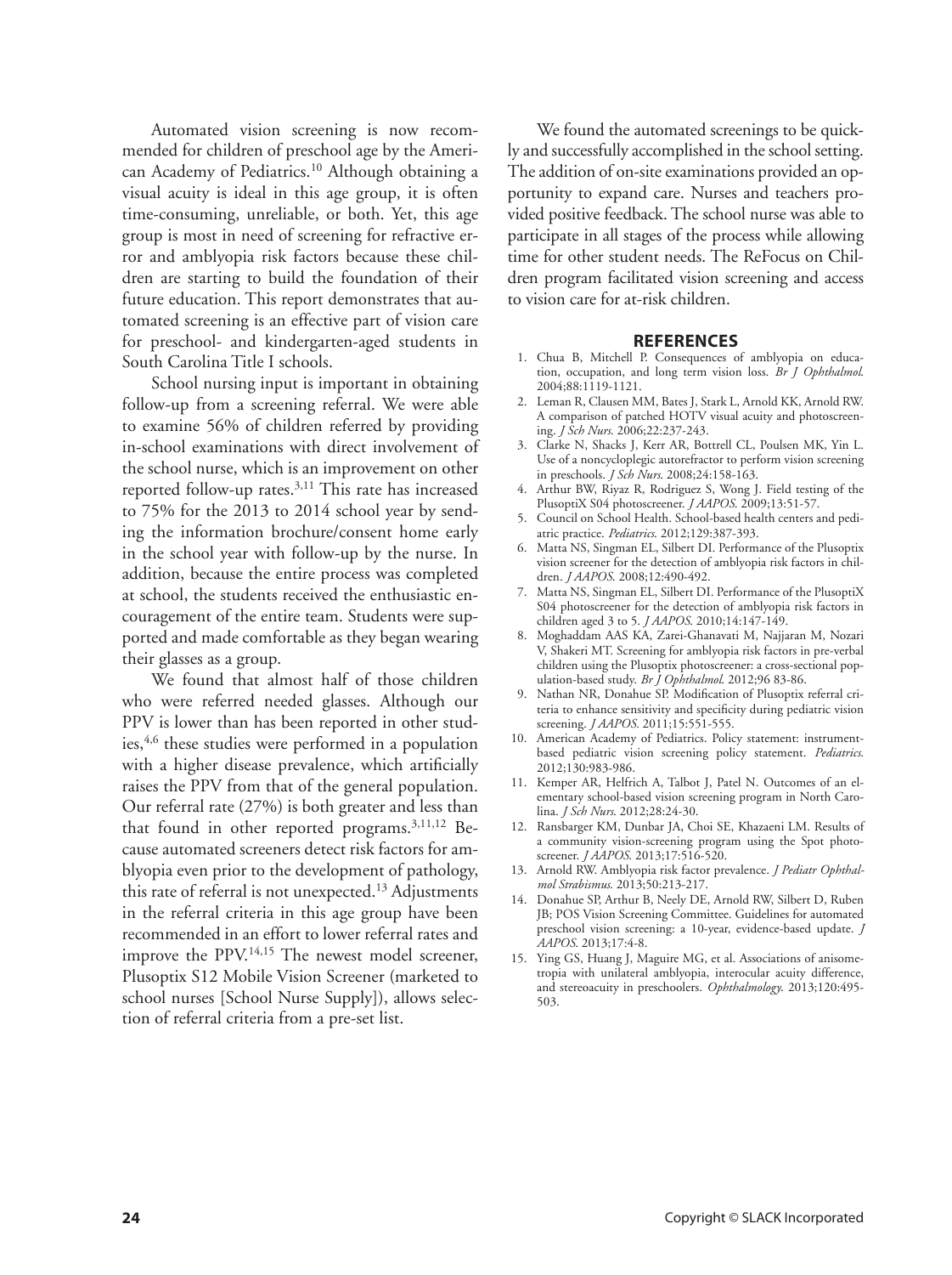Automated vision screening is now recommended for children of preschool age by the American Academy of Pediatrics.[10] Although obtaining a visual acuity is ideal in this age group, it is often time-consuming, unreliable, or both. Yet, this age group is most in need of screening for refractive error and amblyopia risk factors because these children are starting to build the foundation of their future education. This report demonstrates that automated screening is an effective part of vision care for preschool- and kindergarten-aged students in South Carolina Title I schools.

School nursing input is important in obtaining follow-up from a screening referral. We were able to examine 56% of children referred by providing in-school examinations with direct involvement of the school nurse, which is an improvement on other reported follow-up rates.[3,11] This rate has increased to 75% for the 2013 to 2014 school year by sending the information brochure/consent home early in the school year with follow-up by the nurse. In addition, because the entire process was completed at school, the students received the enthusiastic encouragement of the entire team. Students were supported and made comfortable as they began wearing their glasses as a group.

We found that almost half of those children who were referred needed glasses. Although our PPV is lower than has been reported in other studies,[4,6] these studies were performed in a population with a higher disease prevalence, which artificially raises the PPV from that of the general population. Our referral rate (27%) is both greater and less than that found in other reported programs.[3,11,12] Because automated screeners detect risk factors for amblyopia even prior to the development of pathology, this rate of referral is not unexpected.[13] Adjustments in the referral criteria in this age group have been recommended in an effort to lower referral rates and improve the PPV.[14,15] The newest model screener, Plusoptix S12 Mobile Vision Screener (marketed to school nurses [School Nurse Supply]), allows selection of referral criteria from a pre-set list.

We found the automated screenings to be quickly and successfully accomplished in the school setting. The addition of on-site examinations provided an opportunity to expand care. Nurses and teachers provided positive feedback. The school nurse was able to participate in all stages of the process while allowing time for other student needs. The ReFocus on Children program facilitated vision screening and access to vision care for at-risk children.

## REFERENCES

1. Chua B, Mitchell P. Consequences of amblyopia on education, occupation, and long term vision loss. *Br J Ophthalmol.* 2004;88:1119-1121.
2. Leman R, Clausen MM, Bates J, Stark L, Arnold KK, Arnold RW. A comparison of patched HOTV visual acuity and photoscreening. *J Sch Nurs.* 2006;22:237-243.
3. Clarke N, Shacks J, Kerr AR, Bottrell CL, Poulsen MK, Yin L. Use of a noncycloplegic autorefractor to perform vision screening in preschools. *J Sch Nurs.* 2008;24:158-163.
4. Arthur BW, Riyaz R, Rodriguez S, Wong J. Field testing of the PlusoptiX S04 photoscreener. *J AAPOS.* 2009;13:51-57.
5. Council on School Health. School-based health centers and pediatric practice. *Pediatrics.* 2012;129:387-393.
6. Matta NS, Singman EL, Silbert DI. Performance of the Plusoptix vision screener for the detection of amblyopia risk factors in children. *J AAPOS.* 2008;12:490-492.
7. Matta NS, Singman EL, Silbert DI. Performance of the PlusoptiX S04 photoscreener for the detection of amblyopia risk factors in children aged 3 to 5. *J AAPOS.* 2010;14:147-149.
8. Moghaddam AAS KA, Zarei-Ghanavati M, Najjaran M, Nozari V, Shakeri MT. Screening for amblyopia risk factors in pre-verbal children using the Plusoptix photoscreener: a cross-sectional population-based study. *Br J Ophthalmol.* 2012;96 83-86.
9. Nathan NR, Donahue SP. Modification of Plusoptix referral criteria to enhance sensitivity and specificity during pediatric vision screening. *J AAPOS.* 2011;15:551-555.
10. American Academy of Pediatrics. Policy statement: instrument-based pediatric vision screening policy statement. *Pediatrics.* 2012;130:983-986.
11. Kemper AR, Helfrich A, Talbot J, Patel N. Outcomes of an elementary school-based vision screening program in North Carolina. *J Sch Nurs.* 2012;28:24-30.
12. Ransbarger KM, Dunbar JA, Choi SE, Khazaeni LM. Results of a community vision-screening program using the Spot photoscreener. *J AAPOS.* 2013;17:516-520.
13. Arnold RW. Amblyopia risk factor prevalence. *J Pediatr Ophthalmol Strabismus.* 2013;50:213-217.
14. Donahue SP, Arthur B, Neely DE, Arnold RW, Silbert D, Ruben JB; POS Vision Screening Committee. Guidelines for automated preschool vision screening: a 10-year, evidence-based update. *J AAPOS.* 2013;17:4-8.
15. Ying GS, Huang J, Maguire MG, et al. Associations of anisometropia with unilateral amblyopia, interocular acuity difference, and stereoacuity in preschoolers. *Ophthalmology.* 2013;120:495-503.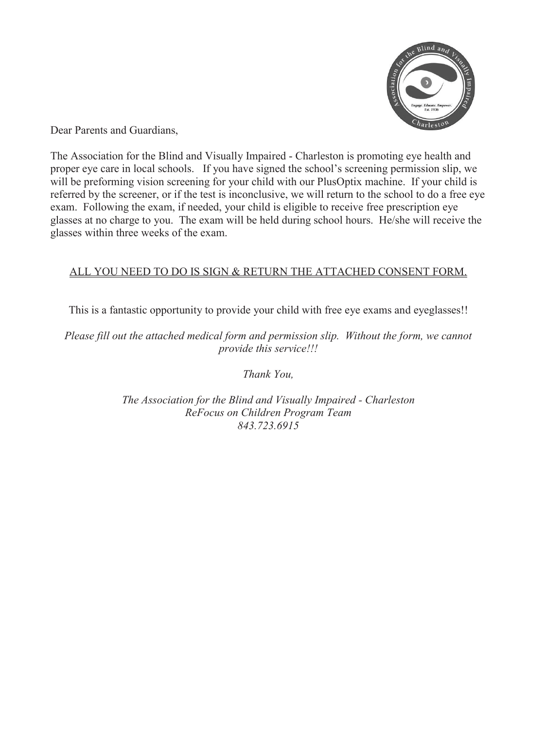Dear Parents and Guardians,

The Association for the Blind and Visually Impaired - Charleston is promoting eye health and proper eye care in local schools. If you have signed the school's screening permission slip, we will be preforming vision screening for your child with our PlusOptix machine. If your child is referred by the screener, or if the test is inconclusive, we will return to the school to do a free eye exam. Following the exam, if needed, your child is eligible to receive free prescription eye glasses at no charge to you. The exam will be held during school hours. He/she will receive the glasses within three weeks of the exam.

<u>ALL YOU NEED TO DO IS SIGN & RETURN THE ATTACHED CONSENT FORM.</u>

This is a fantastic opportunity to provide your child with free eye exams and eyeglasses!!

*Please fill out the attached medical form and permission slip. Without the form, we cannot provide this service!!!*

*Thank You,*

*The Association for the Blind and Visually Impaired - Charleston*
*ReFocus on Children Program Team*
*843.723.6915*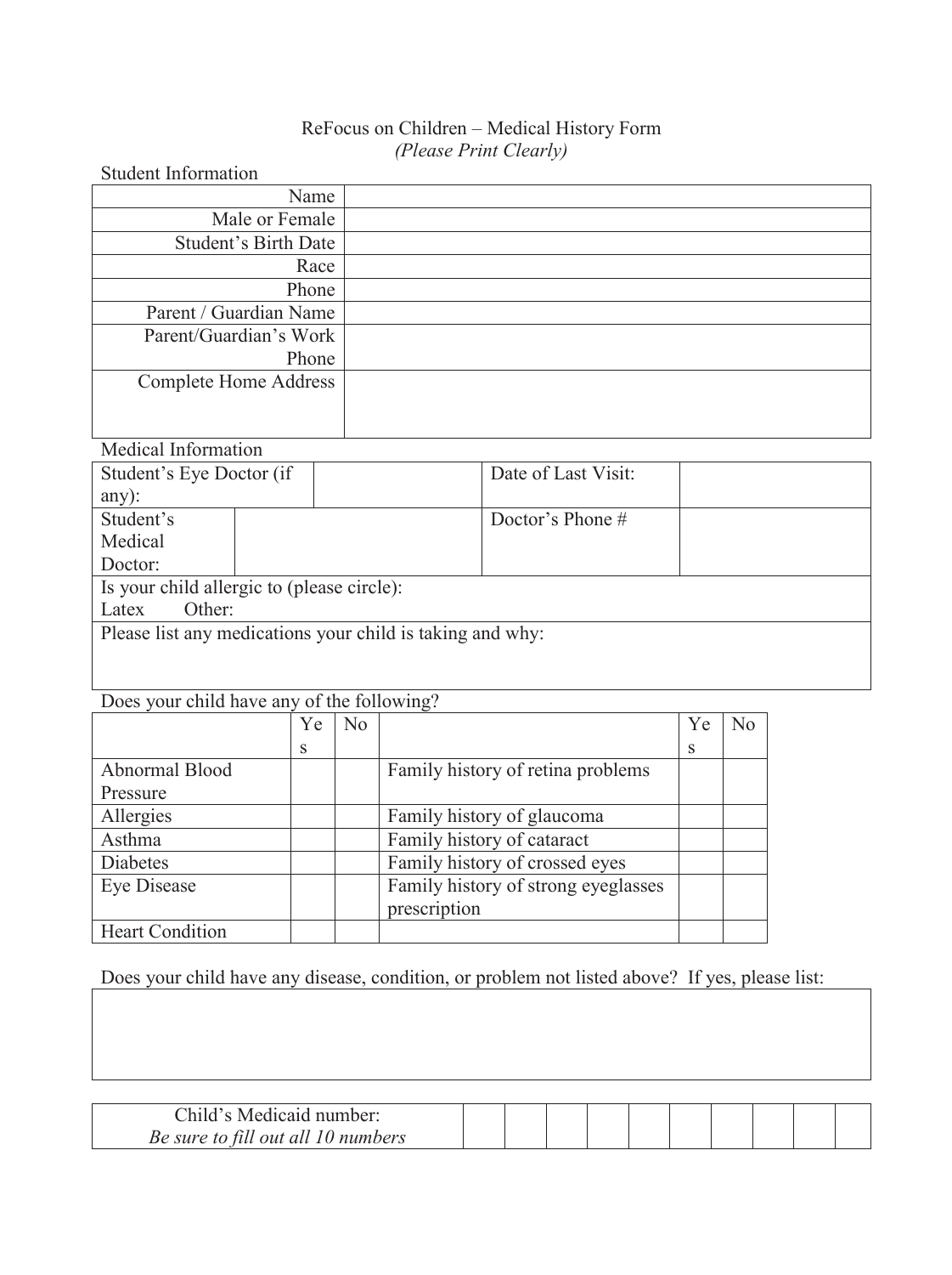ReFocus on Children – Medical History Form
*(Please Print Clearly)*

Student Information

| | |
|---|---|
| Name | |
| Male or Female | |
| Student's Birth Date | |
| Race | |
| Phone | |
| Parent / Guardian Name | |
| Parent/Guardian's Work Phone | |
| Complete Home Address | |

Medical Information

| | | | |
|---|---|---|---|
| Student's Eye Doctor (if any): | | Date of Last Visit: | |
| Student's Medical Doctor: | | Doctor's Phone # | |
| Is your child allergic to (please circle): Latex Other: | | | |
| Please list any medications your child is taking and why: | | | |

Does your child have any of the following?

| | Yes | No | | Yes | No |
|---|---|---|---|---|---|
| Abnormal Blood Pressure | | | Family history of retina problems | | |
| Allergies | | | Family history of glaucoma | | |
| Asthma | | | Family history of cataract | | |
| Diabetes | | | Family history of crossed eyes | | |
| Eye Disease | | | Family history of strong eyeglasses prescription | | |
| Heart Condition | | | | | |

Does your child have any disease, condition, or problem not listed above? If yes, please list:

| |
|---|
| |

| Child's Medicaid number: *Be sure to fill out all 10 numbers* | | | | | | | | | | |
|---|---|---|---|---|---|---|---|---|---|---|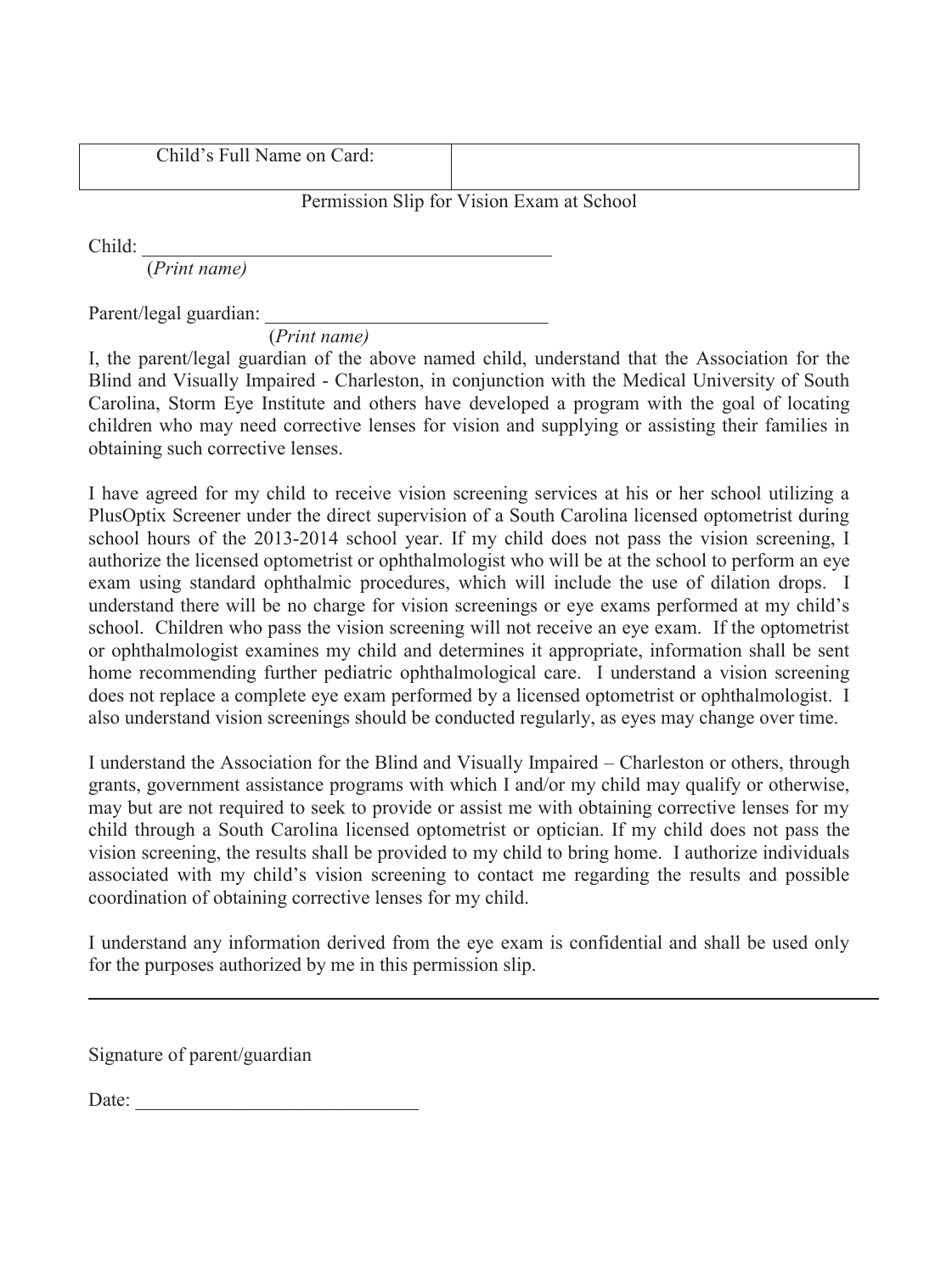| Child's Full Name on Card: | |
|---|---|

Permission Slip for Vision Exam at School

Child: ___________________________________________
*(Print name)*

Parent/legal guardian: ____________________________
*(Print name)*

I, the parent/legal guardian of the above named child, understand that the Association for the Blind and Visually Impaired - Charleston, in conjunction with the Medical University of South Carolina, Storm Eye Institute and others have developed a program with the goal of locating children who may need corrective lenses for vision and supplying or assisting their families in obtaining such corrective lenses.

I have agreed for my child to receive vision screening services at his or her school utilizing a PlusOptix Screener under the direct supervision of a South Carolina licensed optometrist during school hours of the 2013-2014 school year. If my child does not pass the vision screening, I authorize the licensed optometrist or ophthalmologist who will be at the school to perform an eye exam using standard ophthalmic procedures, which will include the use of dilation drops. I understand there will be no charge for vision screenings or eye exams performed at my child's school. Children who pass the vision screening will not receive an eye exam. If the optometrist or ophthalmologist examines my child and determines it appropriate, information shall be sent home recommending further pediatric ophthalmological care. I understand a vision screening does not replace a complete eye exam performed by a licensed optometrist or ophthalmologist. I also understand vision screenings should be conducted regularly, as eyes may change over time.

I understand the Association for the Blind and Visually Impaired – Charleston or others, through grants, government assistance programs with which I and/or my child may qualify or otherwise, may but are not required to seek to provide or assist me with obtaining corrective lenses for my child through a South Carolina licensed optometrist or optician. If my child does not pass the vision screening, the results shall be provided to my child to bring home. I authorize individuals associated with my child's vision screening to contact me regarding the results and possible coordination of obtaining corrective lenses for my child.

I understand any information derived from the eye exam is confidential and shall be used only for the purposes authorized by me in this permission slip.

___________________________________________________________________________

Signature of parent/guardian

Date: ____________________________